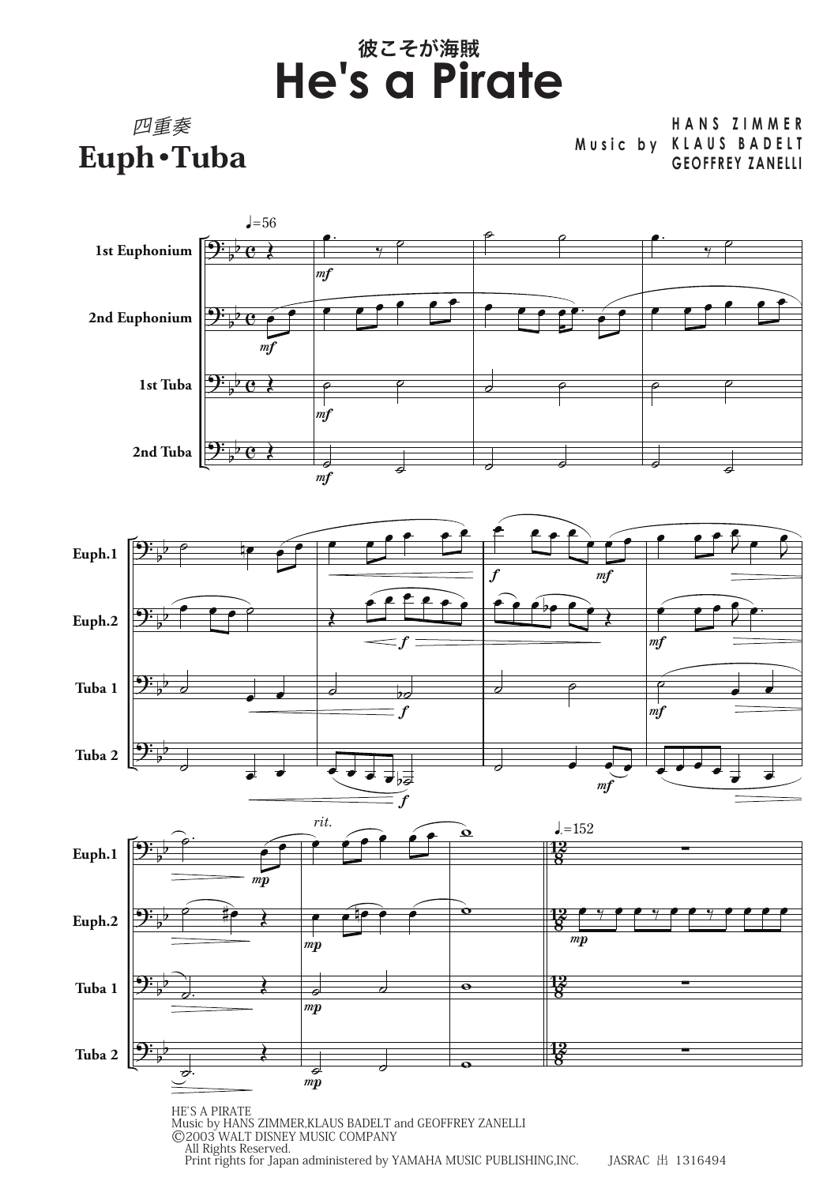# 彼こそが海賊
# He's a Pirate

四重奏
**Euph・Tuba**

Music by HANS ZIMMER
KLAUS BADELT
GEOFFREY ZANELLI

HE'S A PIRATE
Music by HANS ZIMMER,KLAUS BADELT and GEOFFREY ZANELLI
©2003 WALT DISNEY MUSIC COMPANY
All Rights Reserved.
Print rights for Japan administered by YAMAHA MUSIC PUBLISHING,INC. JASRAC 出 1316494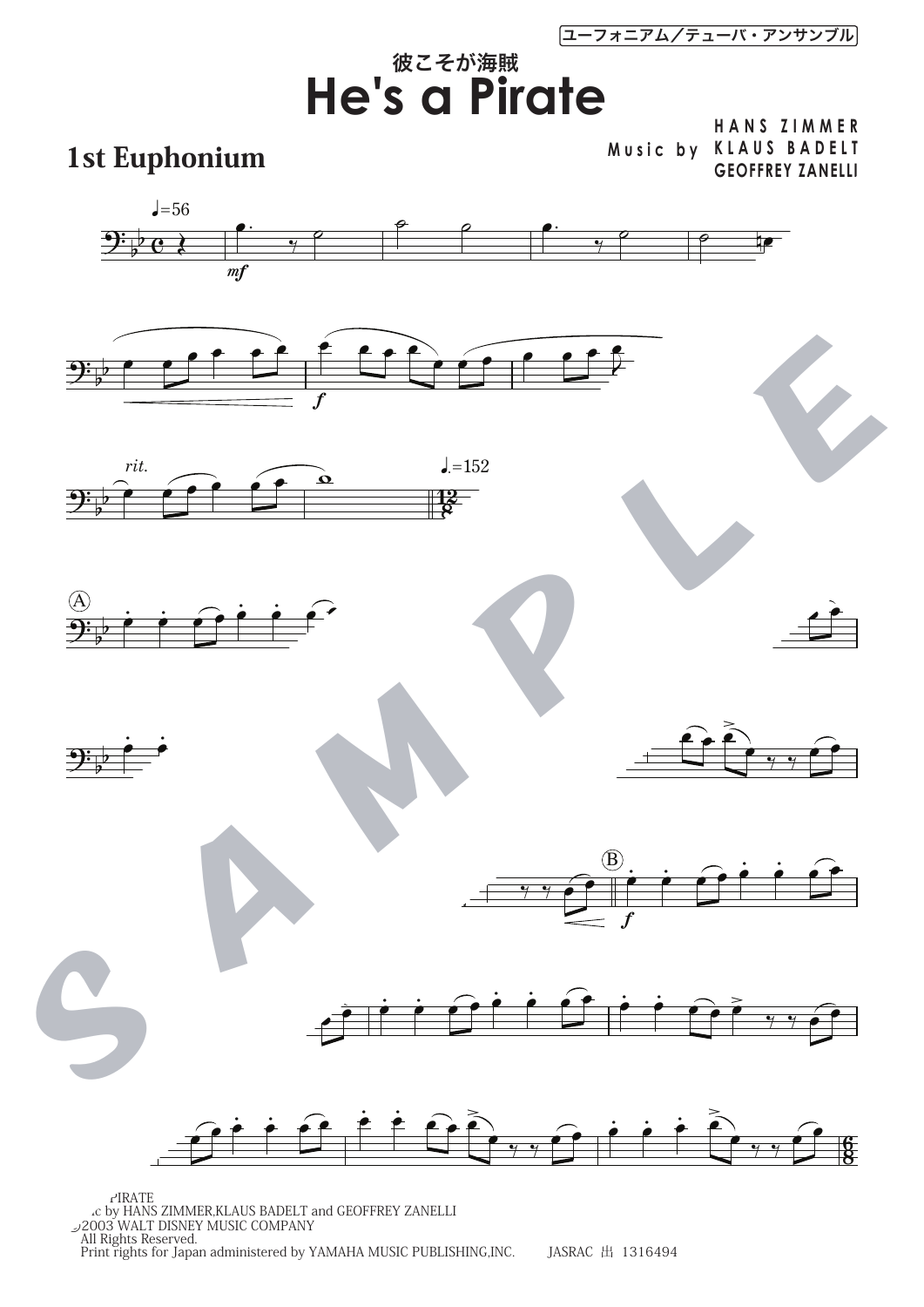ユーフォニアム／テューバ・アンサンブル

彼こそが海賊

# He's a Pirate

## 1st Euphonium

Music by HANS ZIMMER
KLAUS BADELT
GEOFFREY ZANELLI

♩=56

*mf*

*f*

*rit.*

♩.=152

Ⓐ

Ⓑ

*f*

PIRATE
...c by HANS ZIMMER,KLAUS BADELT and GEOFFREY ZANELLI
...2003 WALT DISNEY MUSIC COMPANY
All Rights Reserved.
Print rights for Japan administered by YAMAHA MUSIC PUBLISHING,INC. JASRAC 出 1316494